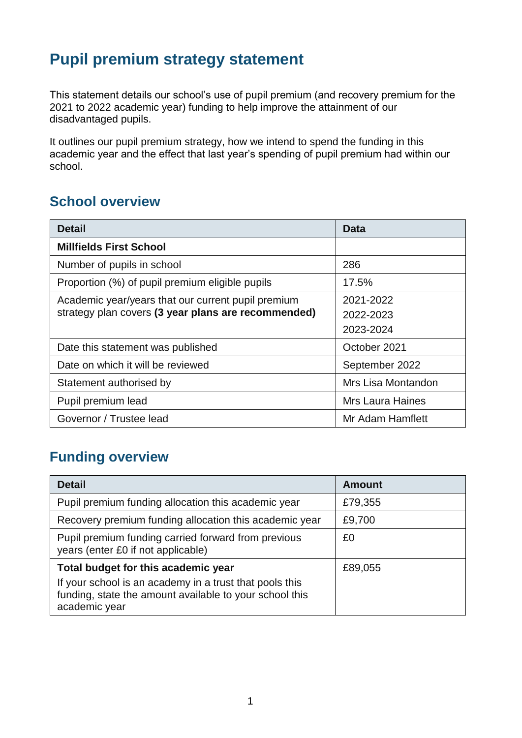# Pupil premium strategy statement

This statement details our school's use of pupil premium (and recovery premium for the 2021 to 2022 academic year) funding to help improve the attainment of our disadvantaged pupils.

It outlines our pupil premium strategy, how we intend to spend the funding in this academic year and the effect that last year's spending of pupil premium had within our school.

## School overview

| Detail | Data |
|---|---|
| **Millfields First School** | |
| Number of pupils in school | 286 |
| Proportion (%) of pupil premium eligible pupils | 17.5% |
| Academic year/years that our current pupil premium strategy plan covers **(3 year plans are recommended)** | 2021-2022<br>2022-2023<br>2023-2024 |
| Date this statement was published | October 2021 |
| Date on which it will be reviewed | September 2022 |
| Statement authorised by | Mrs Lisa Montandon |
| Pupil premium lead | Mrs Laura Haines |
| Governor / Trustee lead | Mr Adam Hamflett |

## Funding overview

| Detail | Amount |
|---|---|
| Pupil premium funding allocation this academic year | £79,355 |
| Recovery premium funding allocation this academic year | £9,700 |
| Pupil premium funding carried forward from previous years (enter £0 if not applicable) | £0 |
| **Total budget for this academic year**<br>If your school is an academy in a trust that pools this funding, state the amount available to your school this academic year | £89,055 |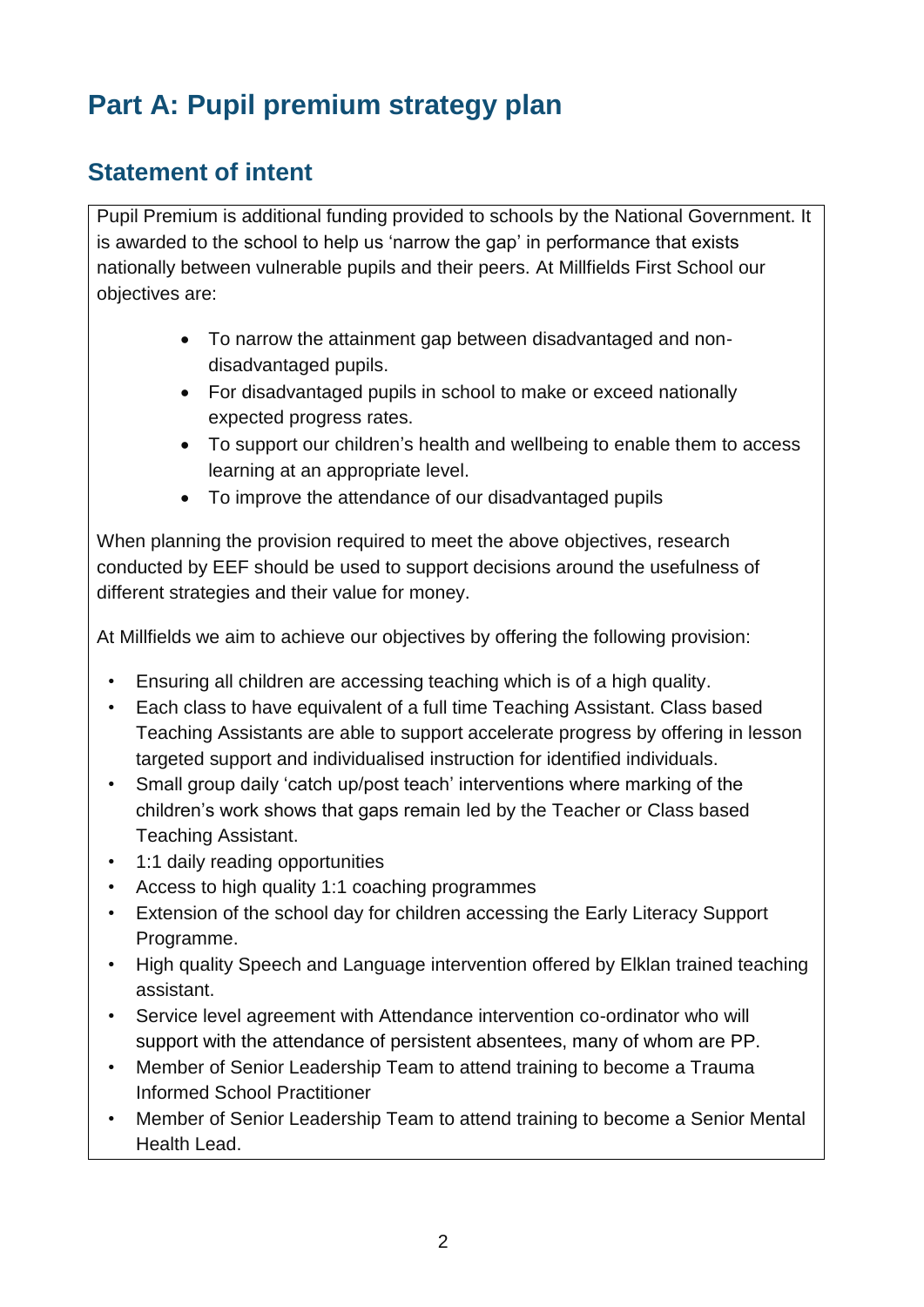# Part A: Pupil premium strategy plan

## Statement of intent

Pupil Premium is additional funding provided to schools by the National Government. It is awarded to the school to help us 'narrow the gap' in performance that exists nationally between vulnerable pupils and their peers. At Millfields First School our objectives are:

- To narrow the attainment gap between disadvantaged and non-disadvantaged pupils.
- For disadvantaged pupils in school to make or exceed nationally expected progress rates.
- To support our children's health and wellbeing to enable them to access learning at an appropriate level.
- To improve the attendance of our disadvantaged pupils

When planning the provision required to meet the above objectives, research conducted by EEF should be used to support decisions around the usefulness of different strategies and their value for money.

At Millfields we aim to achieve our objectives by offering the following provision:

- Ensuring all children are accessing teaching which is of a high quality.
- Each class to have equivalent of a full time Teaching Assistant. Class based Teaching Assistants are able to support accelerate progress by offering in lesson targeted support and individualised instruction for identified individuals.
- Small group daily 'catch up/post teach' interventions where marking of the children's work shows that gaps remain led by the Teacher or Class based Teaching Assistant.
- 1:1 daily reading opportunities
- Access to high quality 1:1 coaching programmes
- Extension of the school day for children accessing the Early Literacy Support Programme.
- High quality Speech and Language intervention offered by Elklan trained teaching assistant.
- Service level agreement with Attendance intervention co-ordinator who will support with the attendance of persistent absentees, many of whom are PP.
- Member of Senior Leadership Team to attend training to become a Trauma Informed School Practitioner
- Member of Senior Leadership Team to attend training to become a Senior Mental Health Lead.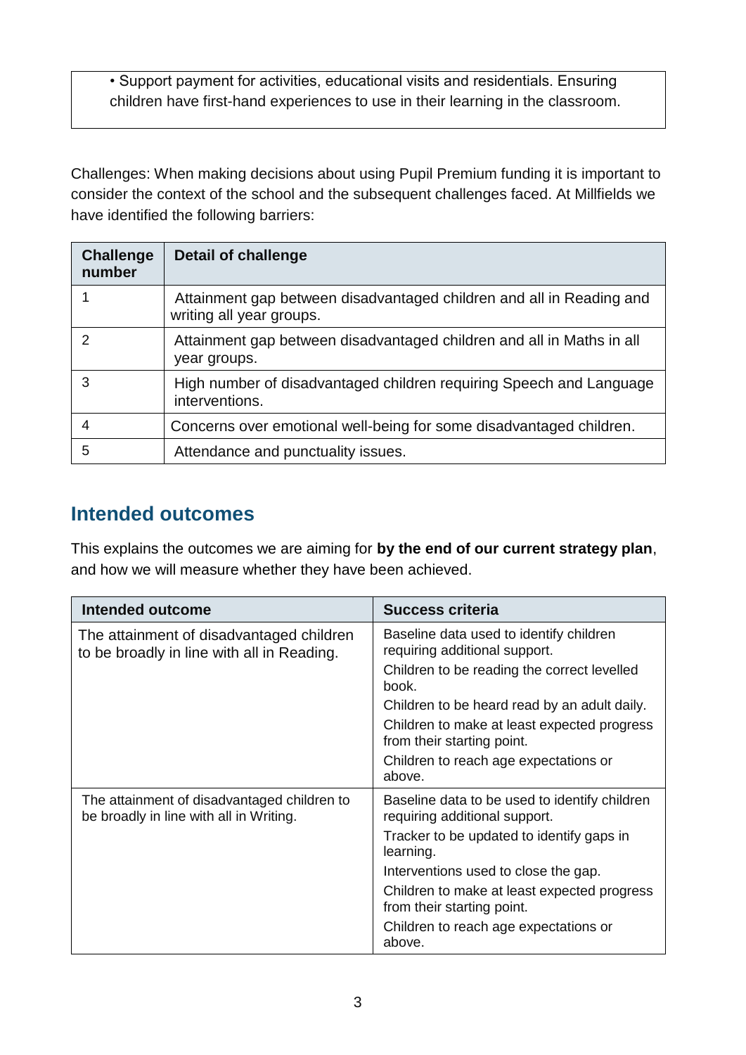| • Support payment for activities, educational visits and residentials. Ensuring children have first-hand experiences to use in their learning in the classroom. |
| --- |

Challenges: When making decisions about using Pupil Premium funding it is important to consider the context of the school and the subsequent challenges faced. At Millfields we have identified the following barriers:

| Challenge number | Detail of challenge |
| --- | --- |
| 1 | Attainment gap between disadvantaged children and all in Reading and writing all year groups. |
| 2 | Attainment gap between disadvantaged children and all in Maths in all year groups. |
| 3 | High number of disadvantaged children requiring Speech and Language interventions. |
| 4 | Concerns over emotional well-being for some disadvantaged children. |
| 5 | Attendance and punctuality issues. |

## Intended outcomes

This explains the outcomes we are aiming for **by the end of our current strategy plan**, and how we will measure whether they have been achieved.

| Intended outcome | Success criteria |
| --- | --- |
| The attainment of disadvantaged children to be broadly in line with all in Reading. | Baseline data used to identify children requiring additional support.<br>Children to be reading the correct levelled book.<br>Children to be heard read by an adult daily.<br>Children to make at least expected progress from their starting point.<br>Children to reach age expectations or above. |
| The attainment of disadvantaged children to be broadly in line with all in Writing. | Baseline data to be used to identify children requiring additional support.<br>Tracker to be updated to identify gaps in learning.<br>Interventions used to close the gap.<br>Children to make at least expected progress from their starting point.<br>Children to reach age expectations or above. |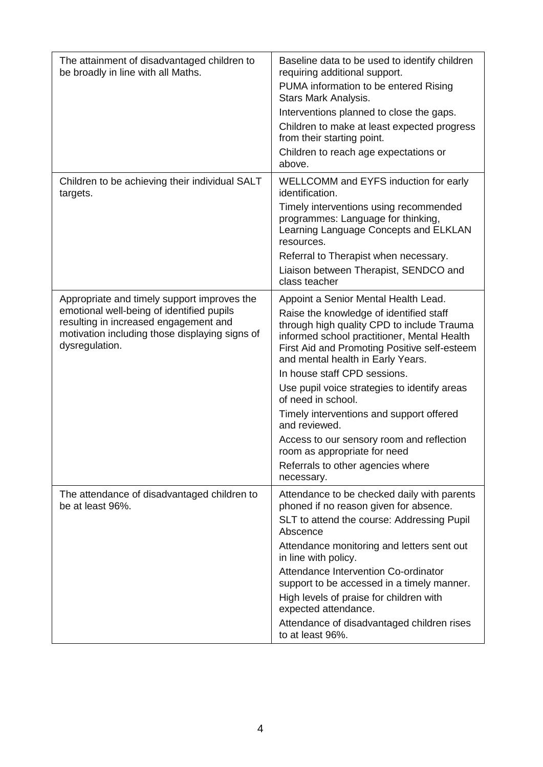| | |
|---|---|
| The attainment of disadvantaged children to be broadly in line with all Maths. | Baseline data to be used to identify children requiring additional support.<br>PUMA information to be entered Rising Stars Mark Analysis.<br>Interventions planned to close the gaps.<br>Children to make at least expected progress from their starting point.<br>Children to reach age expectations or above. |
| Children to be achieving their individual SALT targets. | WELLCOMM and EYFS induction for early identification.<br>Timely interventions using recommended programmes: Language for thinking, Learning Language Concepts and ELKLAN resources.<br>Referral to Therapist when necessary.<br>Liaison between Therapist, SENDCO and class teacher |
| Appropriate and timely support improves the emotional well-being of identified pupils resulting in increased engagement and motivation including those displaying signs of dysregulation. | Appoint a Senior Mental Health Lead.<br>Raise the knowledge of identified staff through high quality CPD to include Trauma informed school practitioner, Mental Health First Aid and Promoting Positive self-esteem and mental health in Early Years.<br>In house staff CPD sessions.<br>Use pupil voice strategies to identify areas of need in school.<br>Timely interventions and support offered and reviewed.<br>Access to our sensory room and reflection room as appropriate for need<br>Referrals to other agencies where necessary. |
| The attendance of disadvantaged children to be at least 96%. | Attendance to be checked daily with parents phoned if no reason given for absence.<br>SLT to attend the course: Addressing Pupil Abscence<br>Attendance monitoring and letters sent out in line with policy.<br>Attendance Intervention Co-ordinator support to be accessed in a timely manner.<br>High levels of praise for children with expected attendance.<br>Attendance of disadvantaged children rises to at least 96%. |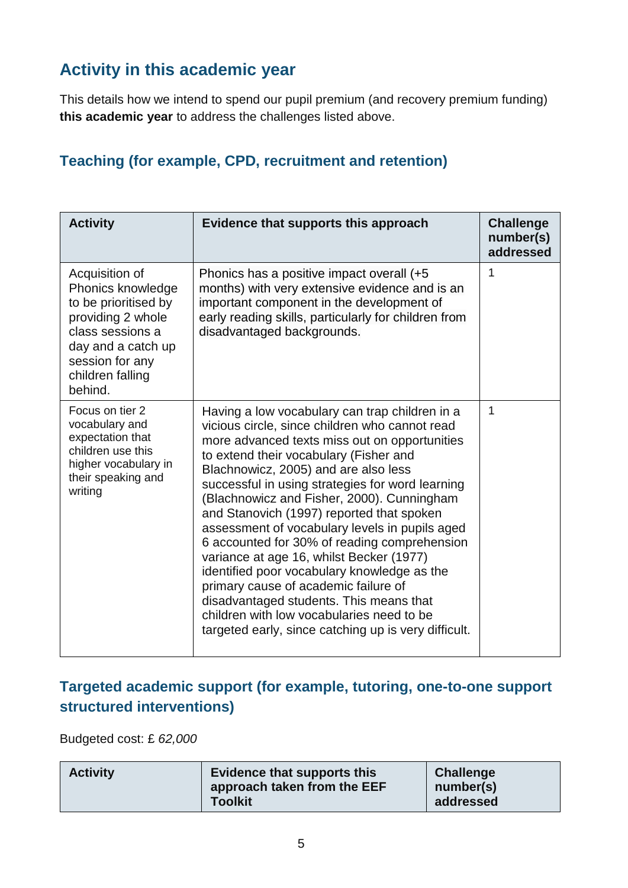## Activity in this academic year

This details how we intend to spend our pupil premium (and recovery premium funding) **this academic year** to address the challenges listed above.

### Teaching (for example, CPD, recruitment and retention)

| Activity | Evidence that supports this approach | Challenge number(s) addressed |
|---|---|---|
| Acquisition of Phonics knowledge to be prioritised by providing 2 whole class sessions a day and a catch up session for any children falling behind. | Phonics has a positive impact overall (+5 months) with very extensive evidence and is an important component in the development of early reading skills, particularly for children from disadvantaged backgrounds. | 1 |
| Focus on tier 2 vocabulary and expectation that children use this higher vocabulary in their speaking and writing | Having a low vocabulary can trap children in a vicious circle, since children who cannot read more advanced texts miss out on opportunities to extend their vocabulary (Fisher and Blachnowicz, 2005) and are also less successful in using strategies for word learning (Blachnowicz and Fisher, 2000). Cunningham and Stanovich (1997) reported that spoken assessment of vocabulary levels in pupils aged 6 accounted for 30% of reading comprehension variance at age 16, whilst Becker (1977) identified poor vocabulary knowledge as the primary cause of academic failure of disadvantaged students. This means that children with low vocabularies need to be targeted early, since catching up is very difficult. | 1 |

### Targeted academic support (for example, tutoring, one-to-one support structured interventions)

Budgeted cost: £ *62,000*

| Activity | Evidence that supports this approach taken from the EEF Toolkit | Challenge number(s) addressed |
|---|---|---|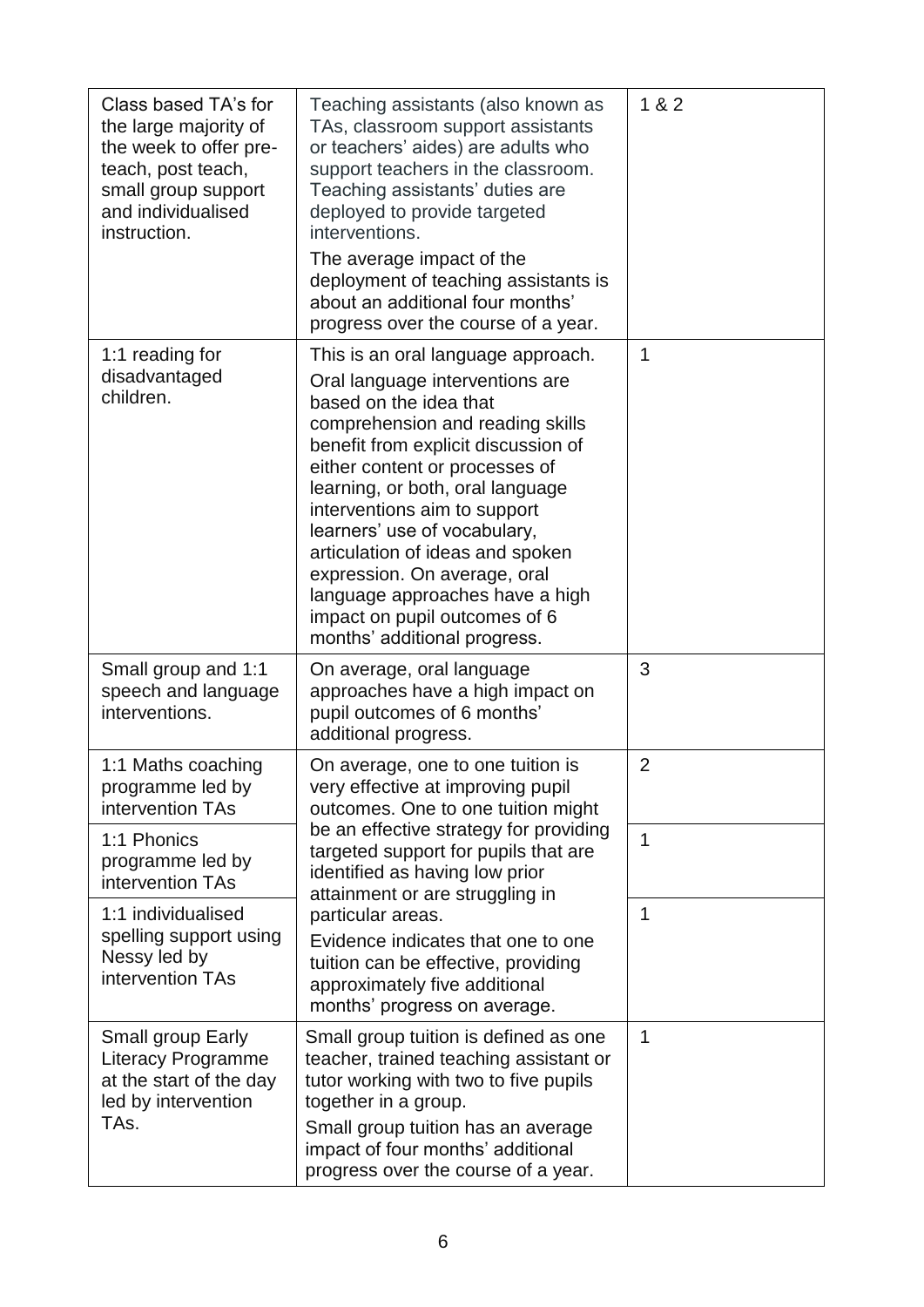| | | |
|---|---|---|
| Class based TA's for the large majority of the week to offer pre-teach, post teach, small group support and individualised instruction. | Teaching assistants (also known as TAs, classroom support assistants or teachers' aides) are adults who support teachers in the classroom. Teaching assistants' duties are deployed to provide targeted interventions.<br>The average impact of the deployment of teaching assistants is about an additional four months' progress over the course of a year. | 1 & 2 |
| 1:1 reading for disadvantaged children. | This is an oral language approach.<br>Oral language interventions are based on the idea that comprehension and reading skills benefit from explicit discussion of either content or processes of learning, or both, oral language interventions aim to support learners' use of vocabulary, articulation of ideas and spoken expression. On average, oral language approaches have a high impact on pupil outcomes of 6 months' additional progress. | 1 |
| Small group and 1:1 speech and language interventions. | On average, oral language approaches have a high impact on pupil outcomes of 6 months' additional progress. | 3 |
| 1:1 Maths coaching programme led by intervention TAs | On average, one to one tuition is very effective at improving pupil outcomes. One to one tuition might be an effective strategy for providing targeted support for pupils that are identified as having low prior attainment or are struggling in particular areas.<br>Evidence indicates that one to one tuition can be effective, providing approximately five additional months' progress on average. | 2 |
| 1:1 Phonics programme led by intervention TAs | | 1 |
| 1:1 individualised spelling support using Nessy led by intervention TAs | | 1 |
| Small group Early Literacy Programme at the start of the day led by intervention TAs. | Small group tuition is defined as one teacher, trained teaching assistant or tutor working with two to five pupils together in a group.<br>Small group tuition has an average impact of four months' additional progress over the course of a year. | 1 |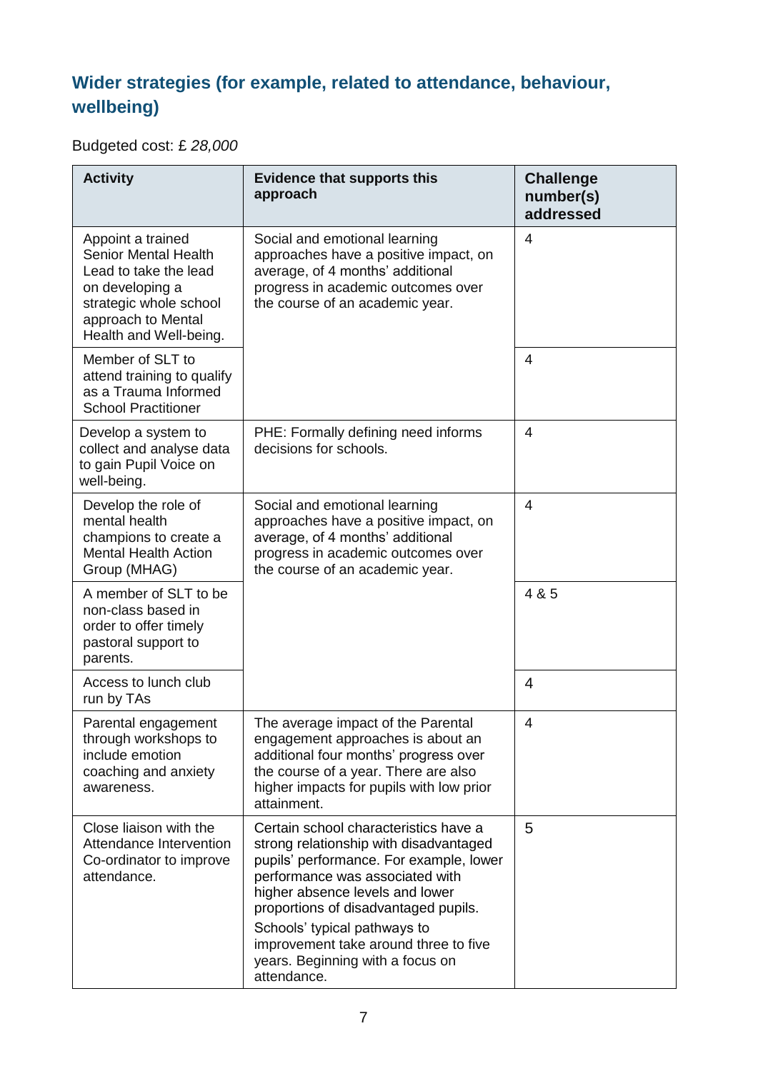## Wider strategies (for example, related to attendance, behaviour, wellbeing)

Budgeted cost: £ *28,000*

| Activity | Evidence that supports this approach | Challenge number(s) addressed |
|---|---|---|
| Appoint a trained Senior Mental Health Lead to take the lead on developing a strategic whole school approach to Mental Health and Well-being. | Social and emotional learning approaches have a positive impact, on average, of 4 months' additional progress in academic outcomes over the course of an academic year. | 4 |
| Member of SLT to attend training to qualify as a Trauma Informed School Practitioner | | 4 |
| Develop a system to collect and analyse data to gain Pupil Voice on well-being. | PHE: Formally defining need informs decisions for schools. | 4 |
| Develop the role of mental health champions to create a Mental Health Action Group (MHAG) | Social and emotional learning approaches have a positive impact, on average, of 4 months' additional progress in academic outcomes over the course of an academic year. | 4 |
| A member of SLT to be non-class based in order to offer timely pastoral support to parents. | | 4 & 5 |
| Access to lunch club run by TAs | | 4 |
| Parental engagement through workshops to include emotion coaching and anxiety awareness. | The average impact of the Parental engagement approaches is about an additional four months' progress over the course of a year. There are also higher impacts for pupils with low prior attainment. | 4 |
| Close liaison with the Attendance Intervention Co-ordinator to improve attendance. | Certain school characteristics have a strong relationship with disadvantaged pupils' performance. For example, lower performance was associated with higher absence levels and lower proportions of disadvantaged pupils.<br>Schools' typical pathways to improvement take around three to five years. Beginning with a focus on attendance. | 5 |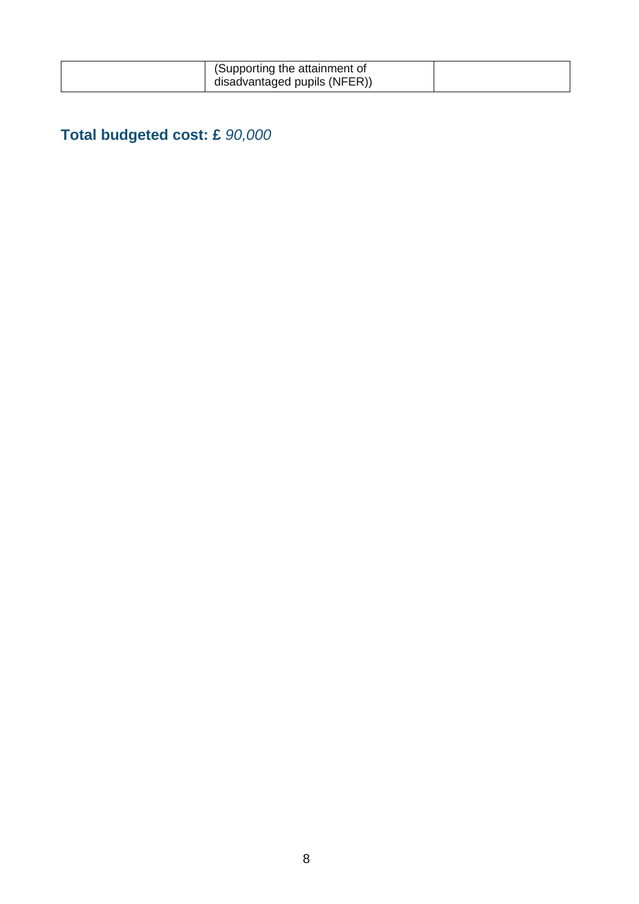|  | (Supporting the attainment of disadvantaged pupils (NFER)) |  |
|---|---|---|

**Total budgeted cost: £** *90,000*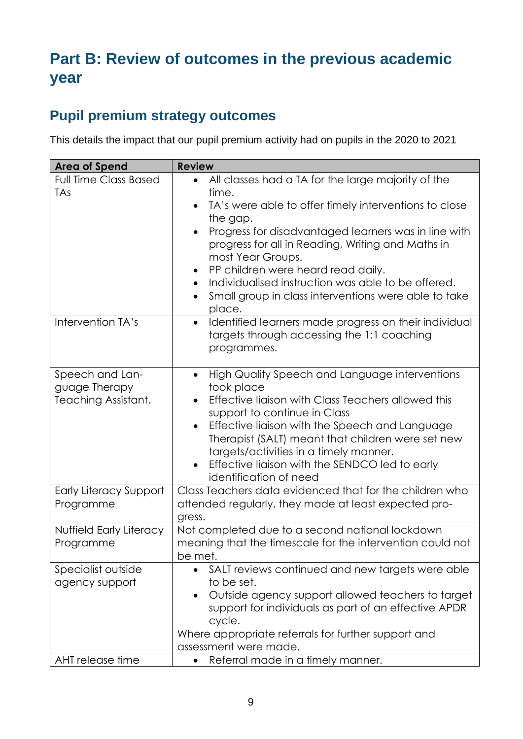# Part B: Review of outcomes in the previous academic year

## Pupil premium strategy outcomes

This details the impact that our pupil premium activity had on pupils in the 2020 to 2021

| Area of Spend | Review |
|---|---|
| Full Time Class Based TAs | • All classes had a TA for the large majority of the time.<br>• TA's were able to offer timely interventions to close the gap.<br>• Progress for disadvantaged learners was in line with progress for all in Reading, Writing and Maths in most Year Groups.<br>• PP children were heard read daily.<br>• Individualised instruction was able to be offered.<br>• Small group in class interventions were able to take place. |
| Intervention TA's | • Identified learners made progress on their individual targets through accessing the 1:1 coaching programmes. |
| Speech and Language Therapy Teaching Assistant. | • High Quality Speech and Language interventions took place<br>• Effective liaison with Class Teachers allowed this support to continue in Class<br>• Effective liaison with the Speech and Language Therapist (SALT) meant that children were set new targets/activities in a timely manner.<br>• Effective liaison with the SENDCO led to early identification of need |
| Early Literacy Support Programme | Class Teachers data evidenced that for the children who attended regularly, they made at least expected progress. |
| Nuffield Early Literacy Programme | Not completed due to a second national lockdown meaning that the timescale for the intervention could not be met. |
| Specialist outside agency support | • SALT reviews continued and new targets were able to be set.<br>• Outside agency support allowed teachers to target support for individuals as part of an effective APDR cycle.<br>Where appropriate referrals for further support and assessment were made. |
| AHT release time | • Referral made in a timely manner. |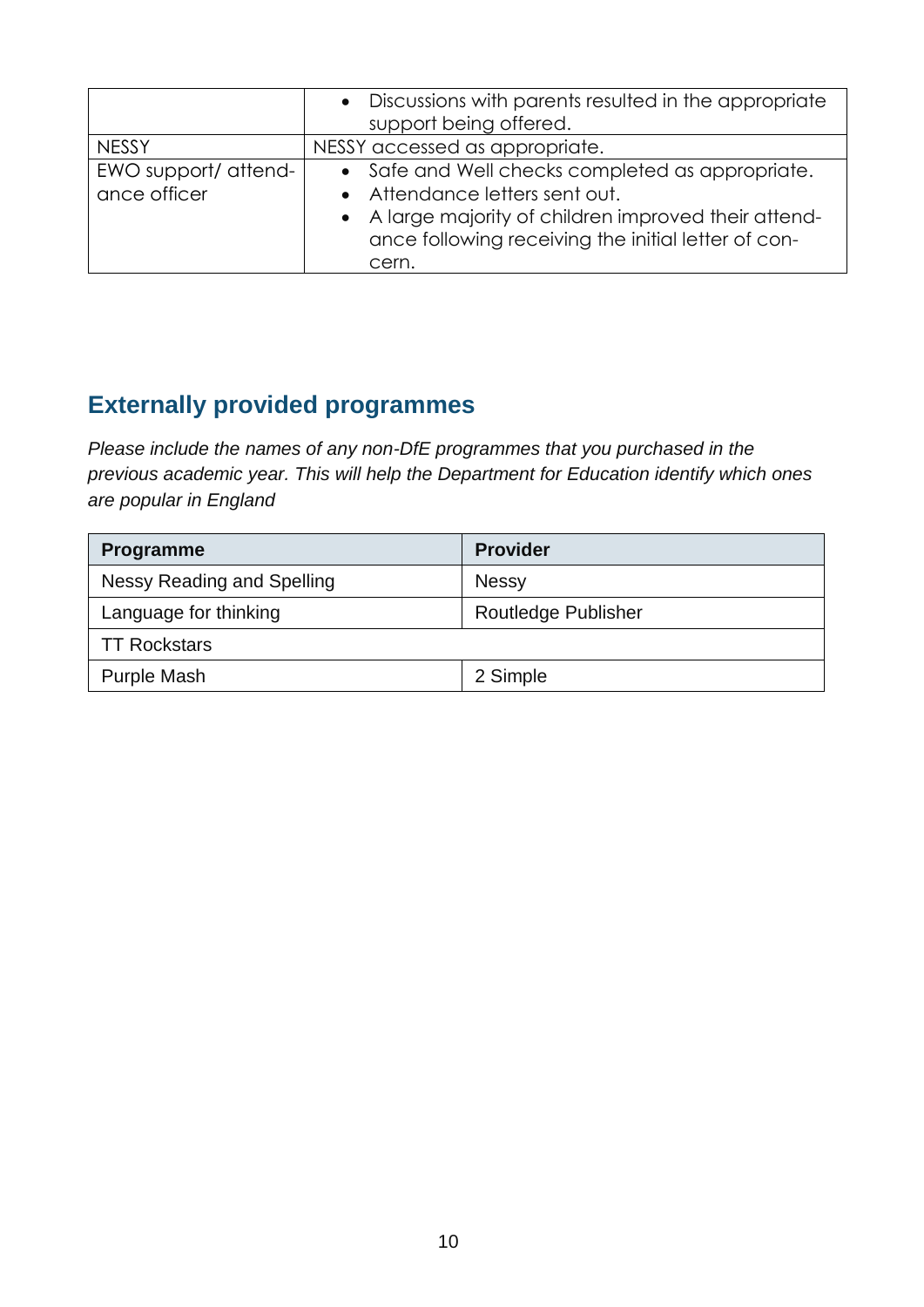| | |
|---|---|
| | • Discussions with parents resulted in the appropriate support being offered. |
| NESSY | NESSY accessed as appropriate. |
| EWO support/ attendance officer | • Safe and Well checks completed as appropriate.<br>• Attendance letters sent out.<br>• A large majority of children improved their attendance following receiving the initial letter of concern. |

## Externally provided programmes

*Please include the names of any non-DfE programmes that you purchased in the previous academic year. This will help the Department for Education identify which ones are popular in England*

| Programme | Provider |
|---|---|
| Nessy Reading and Spelling | Nessy |
| Language for thinking | Routledge Publisher |
| TT Rockstars | |
| Purple Mash | 2 Simple |